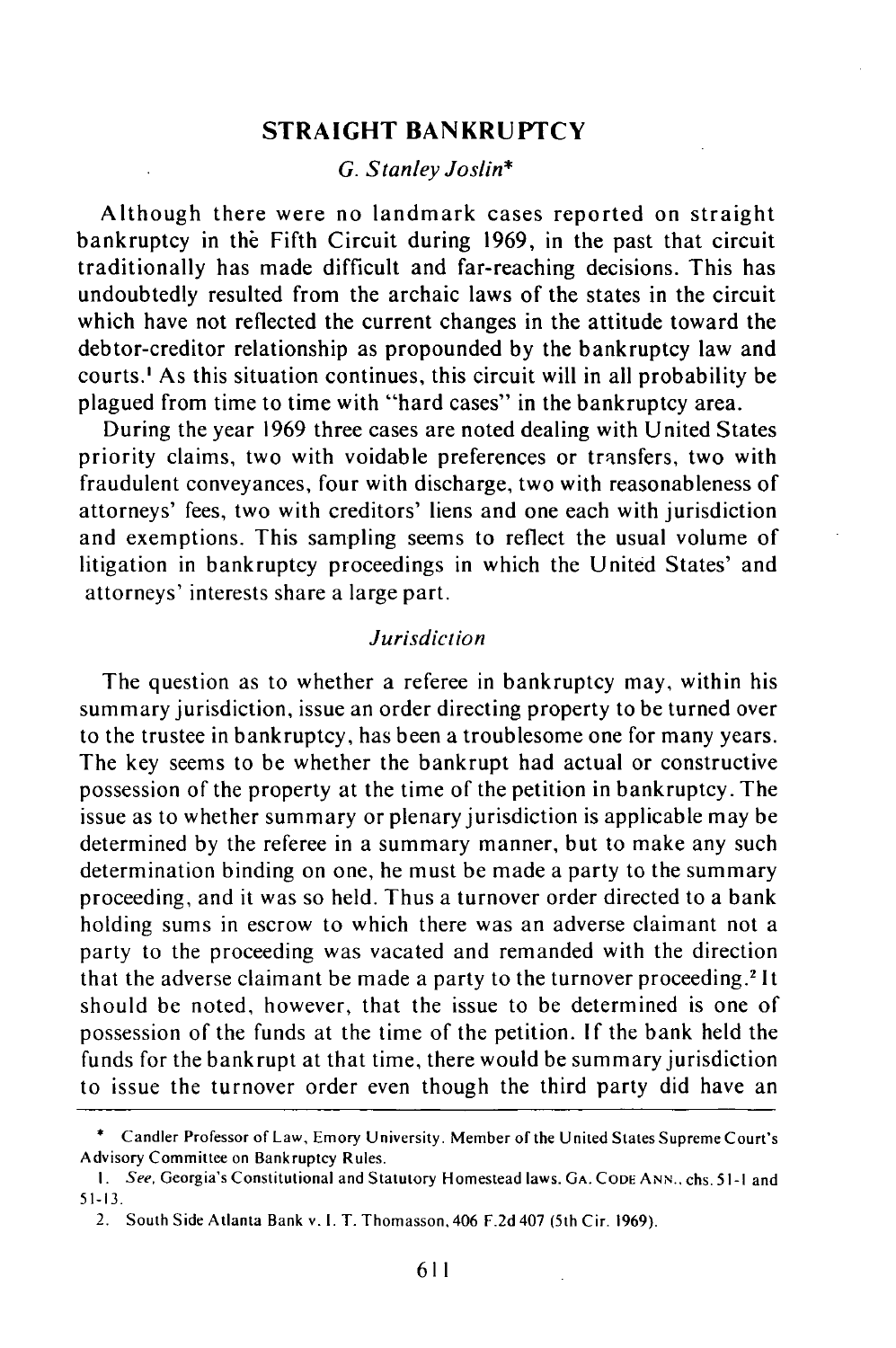# STRAIGHT BANKRUPTCY

*G. Stanley Joslin**

Although there were no landmark cases reported on straight bankruptcy in the Fifth Circuit during 1969, in the past that circuit traditionally has made difficult and far-reaching decisions. This has undoubtedly resulted from the archaic laws of the states in the circuit which have not reflected the current changes in the attitude toward the debtor-creditor relationship as propounded by the bankruptcy law and courts.[1] As this situation continues, this circuit will in all probability be plagued from time to time with "hard cases" in the bankruptcy area.

During the year 1969 three cases are noted dealing with United States priority claims, two with voidable preferences or transfers, two with fraudulent conveyances, four with discharge, two with reasonableness of attorneys' fees, two with creditors' liens and one each with jurisdiction and exemptions. This sampling seems to reflect the usual volume of litigation in bankruptcy proceedings in which the United States' and attorneys' interests share a large part.

## *Jurisdiction*

The question as to whether a referee in bankruptcy may, within his summary jurisdiction, issue an order directing property to be turned over to the trustee in bankruptcy, has been a troublesome one for many years. The key seems to be whether the bankrupt had actual or constructive possession of the property at the time of the petition in bankruptcy. The issue as to whether summary or plenary jurisdiction is applicable may be determined by the referee in a summary manner, but to make any such determination binding on one, he must be made a party to the summary proceeding, and it was so held. Thus a turnover order directed to a bank holding sums in escrow to which there was an adverse claimant not a party to the proceeding was vacated and remanded with the direction that the adverse claimant be made a party to the turnover proceeding.[2] It should be noted, however, that the issue to be determined is one of possession of the funds at the time of the petition. If the bank held the funds for the bankrupt at that time, there would be summary jurisdiction to issue the turnover order even though the third party did have an

---

\* Candler Professor of Law, Emory University. Member of the United States Supreme Court's Advisory Committee on Bankruptcy Rules.

1. *See*, Georgia's Constitutional and Statutory Homestead laws. GA. CODE ANN., chs. 51-1 and 51-13.

2. South Side Atlanta Bank v. I. T. Thomasson, 406 F.2d 407 (5th Cir. 1969).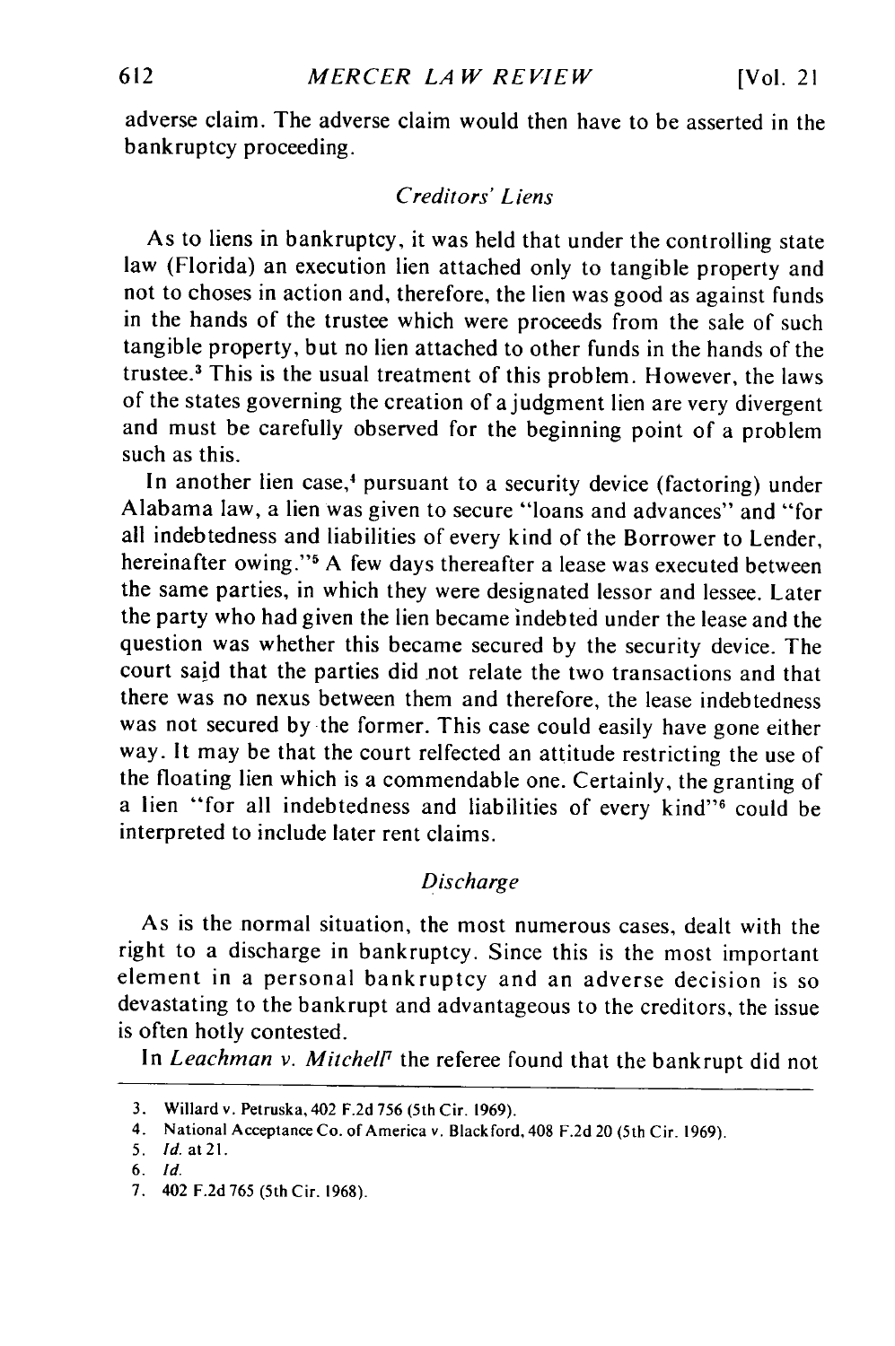adverse claim. The adverse claim would then have to be asserted in the bankruptcy proceeding.

### *Creditors' Liens*

As to liens in bankruptcy, it was held that under the controlling state law (Florida) an execution lien attached only to tangible property and not to choses in action and, therefore, the lien was good as against funds in the hands of the trustee which were proceeds from the sale of such tangible property, but no lien attached to other funds in the hands of the trustee.[3] This is the usual treatment of this problem. However, the laws of the states governing the creation of a judgment lien are very divergent and must be carefully observed for the beginning point of a problem such as this.

In another lien case,[4] pursuant to a security device (factoring) under Alabama law, a lien was given to secure "loans and advances" and "for all indebtedness and liabilities of every kind of the Borrower to Lender, hereinafter owing."[5] A few days thereafter a lease was executed between the same parties, in which they were designated lessor and lessee. Later the party who had given the lien became indebted under the lease and the question was whether this became secured by the security device. The court said that the parties did not relate the two transactions and that there was no nexus between them and therefore, the lease indebtedness was not secured by the former. This case could easily have gone either way. It may be that the court relfected an attitude restricting the use of the floating lien which is a commendable one. Certainly, the granting of a lien "for all indebtedness and liabilities of every kind"[6] could be interpreted to include later rent claims.

### *Discharge*

As is the normal situation, the most numerous cases, dealt with the right to a discharge in bankruptcy. Since this is the most important element in a personal bankruptcy and an adverse decision is so devastating to the bankrupt and advantageous to the creditors, the issue is often hotly contested.

In *Leachman v. Mitchell*[7] the referee found that the bankrupt did not

---

3. Willard v. Petruska, 402 F.2d 756 (5th Cir. 1969).
4. National Acceptance Co. of America v. Blackford, 408 F.2d 20 (5th Cir. 1969).
5. *Id.* at 21.
6. *Id.*
7. 402 F.2d 765 (5th Cir. 1968).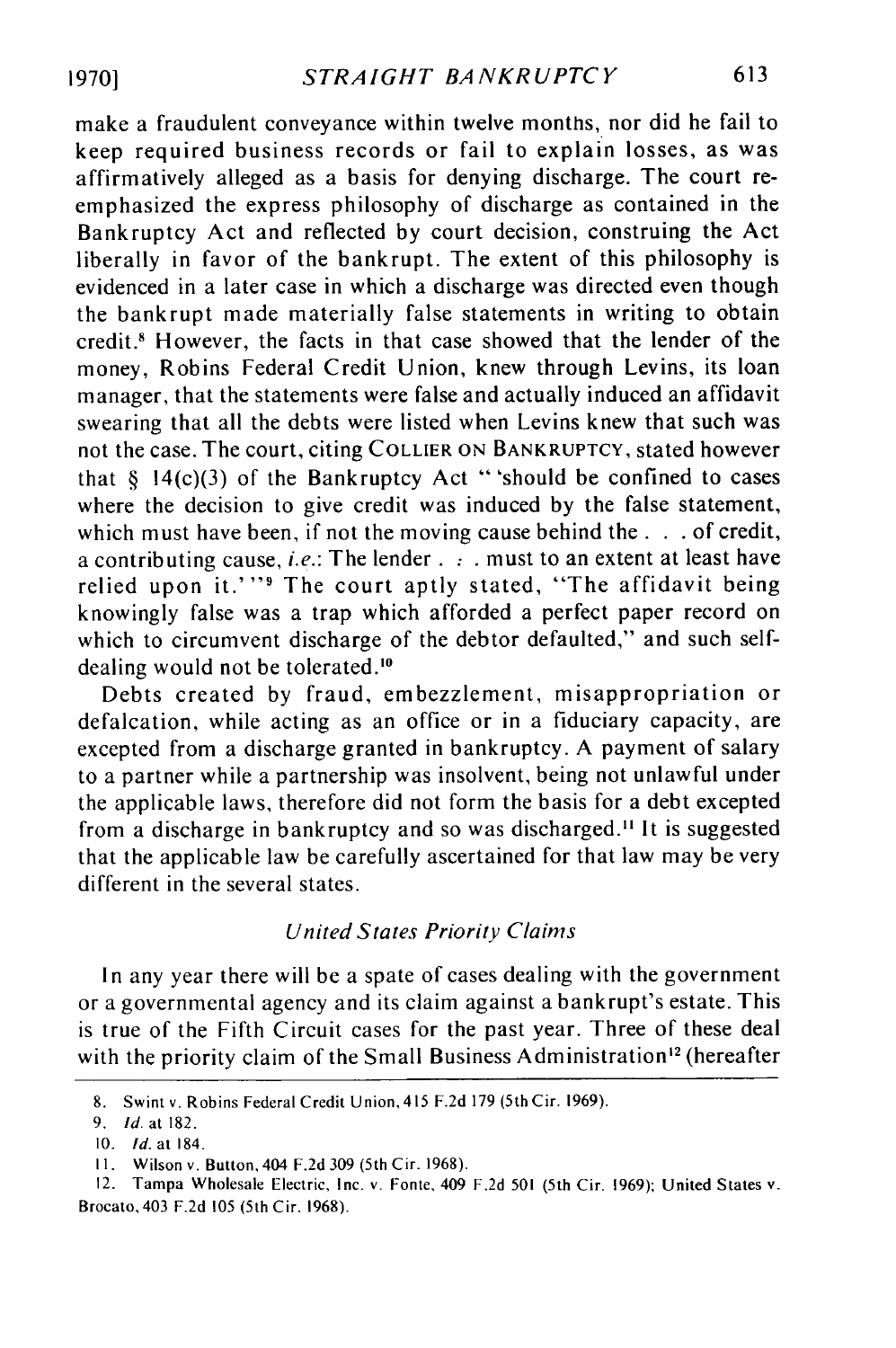make a fraudulent conveyance within twelve months, nor did he fail to keep required business records or fail to explain losses, as was affirmatively alleged as a basis for denying discharge. The court re-emphasized the express philosophy of discharge as contained in the Bankruptcy Act and reflected by court decision, construing the Act liberally in favor of the bankrupt. The extent of this philosophy is evidenced in a later case in which a discharge was directed even though the bankrupt made materially false statements in writing to obtain credit.[8] However, the facts in that case showed that the lender of the money, Robins Federal Credit Union, knew through Levins, its loan manager, that the statements were false and actually induced an affidavit swearing that all the debts were listed when Levins knew that such was not the case. The court, citing COLLIER ON BANKRUPTCY, stated however that § 14(c)(3) of the Bankruptcy Act "'should be confined to cases where the decision to give credit was induced by the false statement, which must have been, if not the moving cause behind the . . . of credit, a contributing cause, *i.e.*: The lender . : . must to an extent at least have relied upon it.'"[9] The court aptly stated, "The affidavit being knowingly false was a trap which afforded a perfect paper record on which to circumvent discharge of the debtor defaulted," and such self-dealing would not be tolerated.[10]

Debts created by fraud, embezzlement, misappropriation or defalcation, while acting as an office or in a fiduciary capacity, are excepted from a discharge granted in bankruptcy. A payment of salary to a partner while a partnership was insolvent, being not unlawful under the applicable laws, therefore did not form the basis for a debt excepted from a discharge in bankruptcy and so was discharged.[11] It is suggested that the applicable law be carefully ascertained for that law may be very different in the several states.

### *United States Priority Claims*

In any year there will be a spate of cases dealing with the government or a governmental agency and its claim against a bankrupt's estate. This is true of the Fifth Circuit cases for the past year. Three of these deal with the priority claim of the Small Business Administration[12] (hereafter

---

8. Swint v. Robins Federal Credit Union, 415 F.2d 179 (5th Cir. 1969).

9. *Id.* at 182.

10. *Id.* at 184.

11. Wilson v. Button, 404 F.2d 309 (5th Cir. 1968).

12. Tampa Wholesale Electric, Inc. v. Fonte, 409 F.2d 501 (5th Cir. 1969); United States v. Brocato, 403 F.2d 105 (5th Cir. 1968).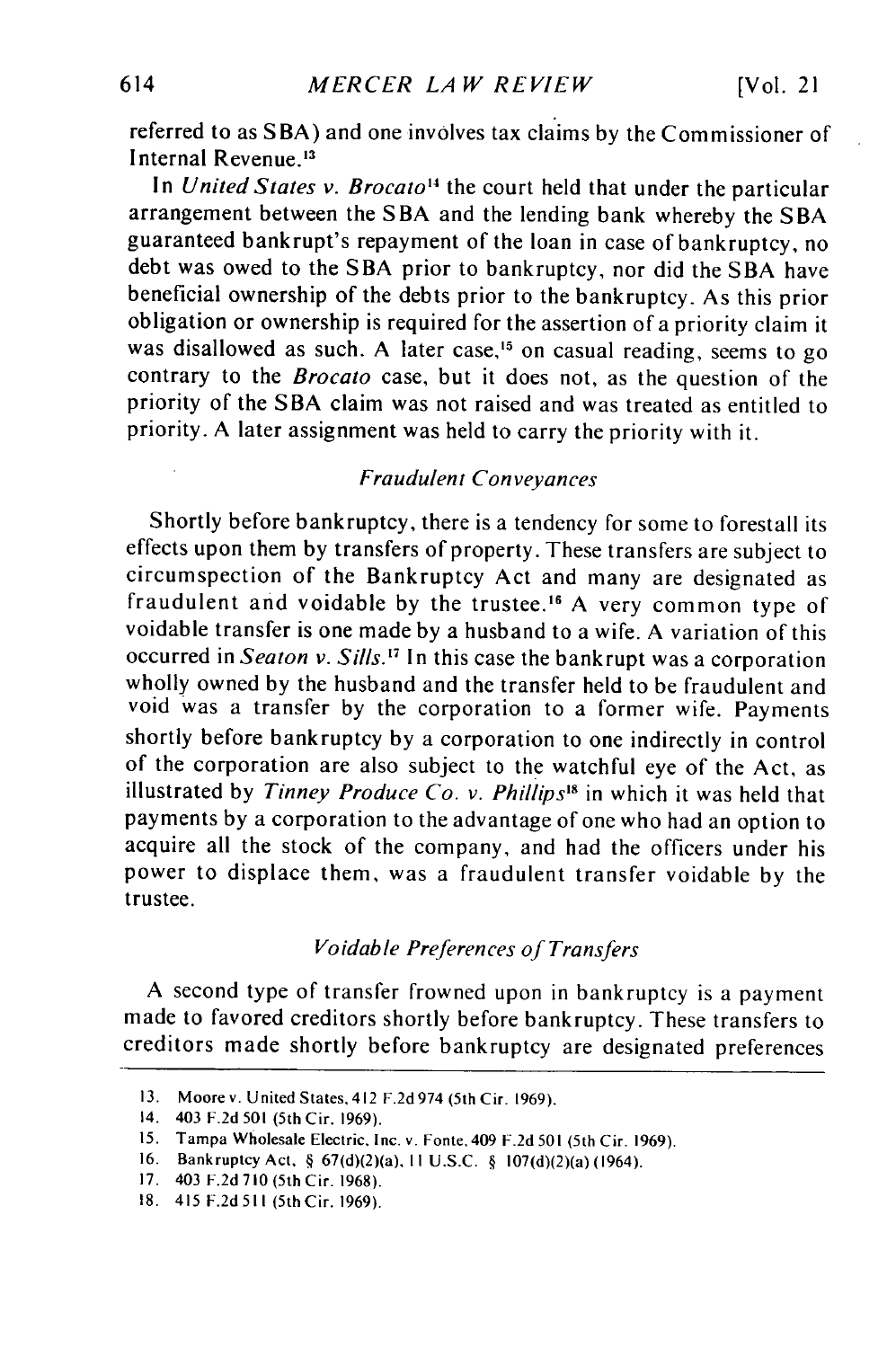referred to as SBA) and one involves tax claims by the Commissioner of Internal Revenue.[13]

In *United States v. Brocato*[14] the court held that under the particular arrangement between the SBA and the lending bank whereby the SBA guaranteed bankrupt's repayment of the loan in case of bankruptcy, no debt was owed to the SBA prior to bankruptcy, nor did the SBA have beneficial ownership of the debts prior to the bankruptcy. As this prior obligation or ownership is required for the assertion of a priority claim it was disallowed as such. A later case,[15] on casual reading, seems to go contrary to the *Brocato* case, but it does not, as the question of the priority of the SBA claim was not raised and was treated as entitled to priority. A later assignment was held to carry the priority with it.

### *Fraudulent Conveyances*

Shortly before bankruptcy, there is a tendency for some to forestall its effects upon them by transfers of property. These transfers are subject to circumspection of the Bankruptcy Act and many are designated as fraudulent and voidable by the trustee.[16] A very common type of voidable transfer is one made by a husband to a wife. A variation of this occurred in *Seaton v. Sills*.[17] In this case the bankrupt was a corporation wholly owned by the husband and the transfer held to be fraudulent and void was a transfer by the corporation to a former wife. Payments shortly before bankruptcy by a corporation to one indirectly in control of the corporation are also subject to the watchful eye of the Act, as illustrated by *Tinney Produce Co. v. Phillips*[18] in which it was held that payments by a corporation to the advantage of one who had an option to acquire all the stock of the company, and had the officers under his power to displace them, was a fraudulent transfer voidable by the trustee.

### *Voidable Preferences of Transfers*

A second type of transfer frowned upon in bankruptcy is a payment made to favored creditors shortly before bankruptcy. These transfers to creditors made shortly before bankruptcy are designated preferences

---

13. Moore v. United States, 412 F.2d 974 (5th Cir. 1969).
14. 403 F.2d 501 (5th Cir. 1969).
15. Tampa Wholesale Electric, Inc. v. Fonte, 409 F.2d 501 (5th Cir. 1969).
16. Bankruptcy Act, § 67(d)(2)(a), 11 U.S.C. § 107(d)(2)(a) (1964).
17. 403 F.2d 710 (5th Cir. 1968).
18. 415 F.2d 511 (5th Cir. 1969).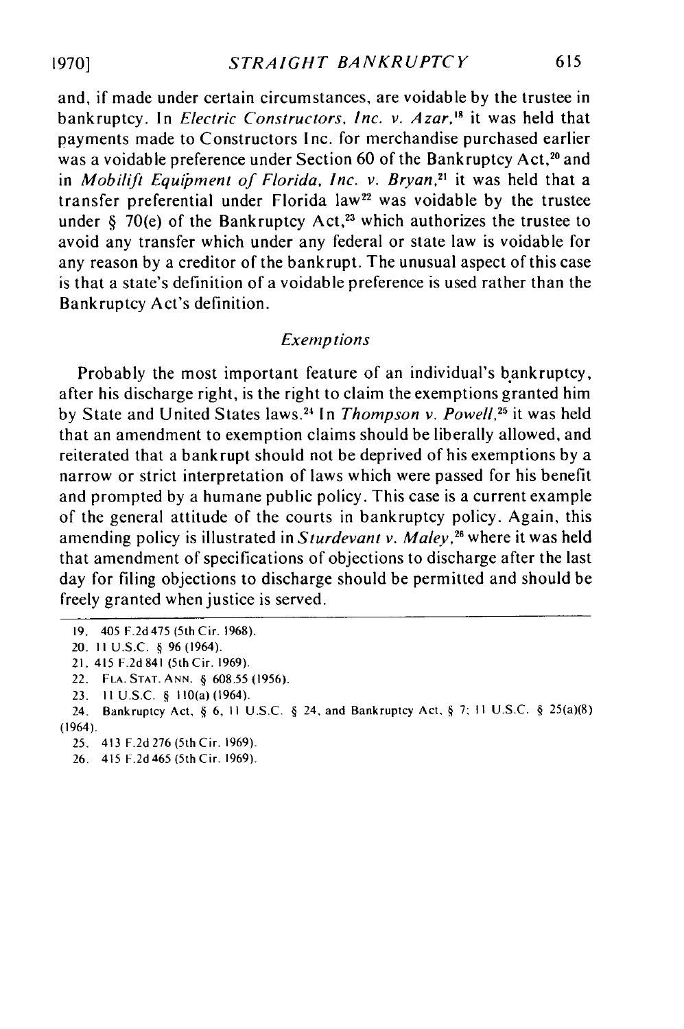and, if made under certain circumstances, are voidable by the trustee in bankruptcy. In *Electric Constructors, Inc. v. Azar,*[18] it was held that payments made to Constructors Inc. for merchandise purchased earlier was a voidable preference under Section 60 of the Bankruptcy Act,[20] and in *Mobilift Equipment of Florida, Inc. v. Bryan,*[21] it was held that a transfer preferential under Florida law[22] was voidable by the trustee under § 70(e) of the Bankruptcy Act,[23] which authorizes the trustee to avoid any transfer which under any federal or state law is voidable for any reason by a creditor of the bankrupt. The unusual aspect of this case is that a state's definition of a voidable preference is used rather than the Bankruptcy Act's definition.

### *Exemptions*

Probably the most important feature of an individual's bankruptcy, after his discharge right, is the right to claim the exemptions granted him by State and United States laws.[24] In *Thompson v. Powell,*[25] it was held that an amendment to exemption claims should be liberally allowed, and reiterated that a bankrupt should not be deprived of his exemptions by a narrow or strict interpretation of laws which were passed for his benefit and prompted by a humane public policy. This case is a current example of the general attitude of the courts in bankruptcy policy. Again, this amending policy is illustrated in *Sturdevant v. Maley,*[26] where it was held that amendment of specifications of objections to discharge after the last day for filing objections to discharge should be permitted and should be freely granted when justice is served.

---

19. 405 F.2d 475 (5th Cir. 1968).
20. 11 U.S.C. § 96 (1964).
21. 415 F.2d 841 (5th Cir. 1969).
22. FLA. STAT. ANN. § 608.55 (1956).
23. 11 U.S.C. § 110(a) (1964).
24. Bankruptcy Act, § 6, 11 U.S.C. § 24, and Bankruptcy Act, § 7; 11 U.S.C. § 25(a)(8) (1964).
25. 413 F.2d 276 (5th Cir. 1969).
26. 415 F.2d 465 (5th Cir. 1969).